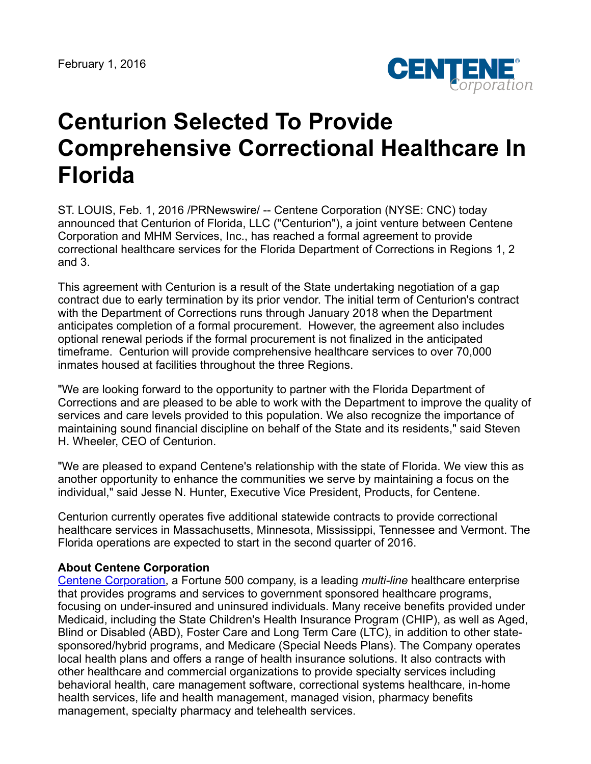February 1, 2016

# Centurion Selected To Provide Comprehensive Correctional Healthcare In Florida

ST. LOUIS, Feb. 1, 2016 /PRNewswire/ -- Centene Corporation (NYSE: CNC) today announced that Centurion of Florida, LLC ("Centurion"), a joint venture between Centene Corporation and MHM Services, Inc., has reached a formal agreement to provide correctional healthcare services for the Florida Department of Corrections in Regions 1, 2 and 3.

This agreement with Centurion is a result of the State undertaking negotiation of a gap contract due to early termination by its prior vendor. The initial term of Centurion's contract with the Department of Corrections runs through January 2018 when the Department anticipates completion of a formal procurement. However, the agreement also includes optional renewal periods if the formal procurement is not finalized in the anticipated timeframe. Centurion will provide comprehensive healthcare services to over 70,000 inmates housed at facilities throughout the three Regions.

"We are looking forward to the opportunity to partner with the Florida Department of Corrections and are pleased to be able to work with the Department to improve the quality of services and care levels provided to this population. We also recognize the importance of maintaining sound financial discipline on behalf of the State and its residents," said Steven H. Wheeler, CEO of Centurion.

"We are pleased to expand Centene's relationship with the state of Florida. We view this as another opportunity to enhance the communities we serve by maintaining a focus on the individual," said Jesse N. Hunter, Executive Vice President, Products, for Centene.

Centurion currently operates five additional statewide contracts to provide correctional healthcare services in Massachusetts, Minnesota, Mississippi, Tennessee and Vermont. The Florida operations are expected to start in the second quarter of 2016.

**About Centene Corporation**

Centene Corporation, a Fortune 500 company, is a leading *multi-line* healthcare enterprise that provides programs and services to government sponsored healthcare programs, focusing on under-insured and uninsured individuals. Many receive benefits provided under Medicaid, including the State Children's Health Insurance Program (CHIP), as well as Aged, Blind or Disabled (ABD), Foster Care and Long Term Care (LTC), in addition to other state-sponsored/hybrid programs, and Medicare (Special Needs Plans). The Company operates local health plans and offers a range of health insurance solutions. It also contracts with other healthcare and commercial organizations to provide specialty services including behavioral health, care management software, correctional systems healthcare, in-home health services, life and health management, managed vision, pharmacy benefits management, specialty pharmacy and telehealth services.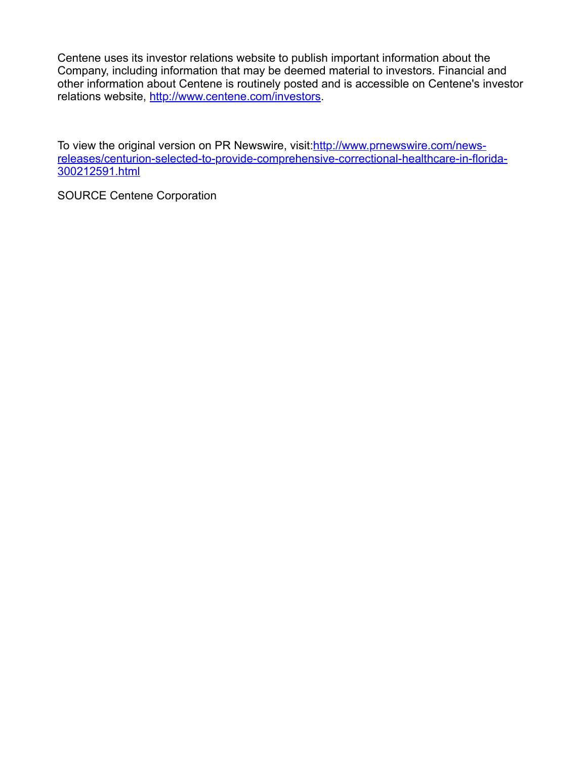Centene uses its investor relations website to publish important information about the Company, including information that may be deemed material to investors. Financial and other information about Centene is routinely posted and is accessible on Centene's investor relations website, [http://www.centene.com/investors](http://www.centene.com/investors).

To view the original version on PR Newswire, visit:[http://www.prnewswire.com/news-releases/centurion-selected-to-provide-comprehensive-correctional-healthcare-in-florida-300212591.html](http://www.prnewswire.com/news-releases/centurion-selected-to-provide-comprehensive-correctional-healthcare-in-florida-300212591.html)

SOURCE Centene Corporation